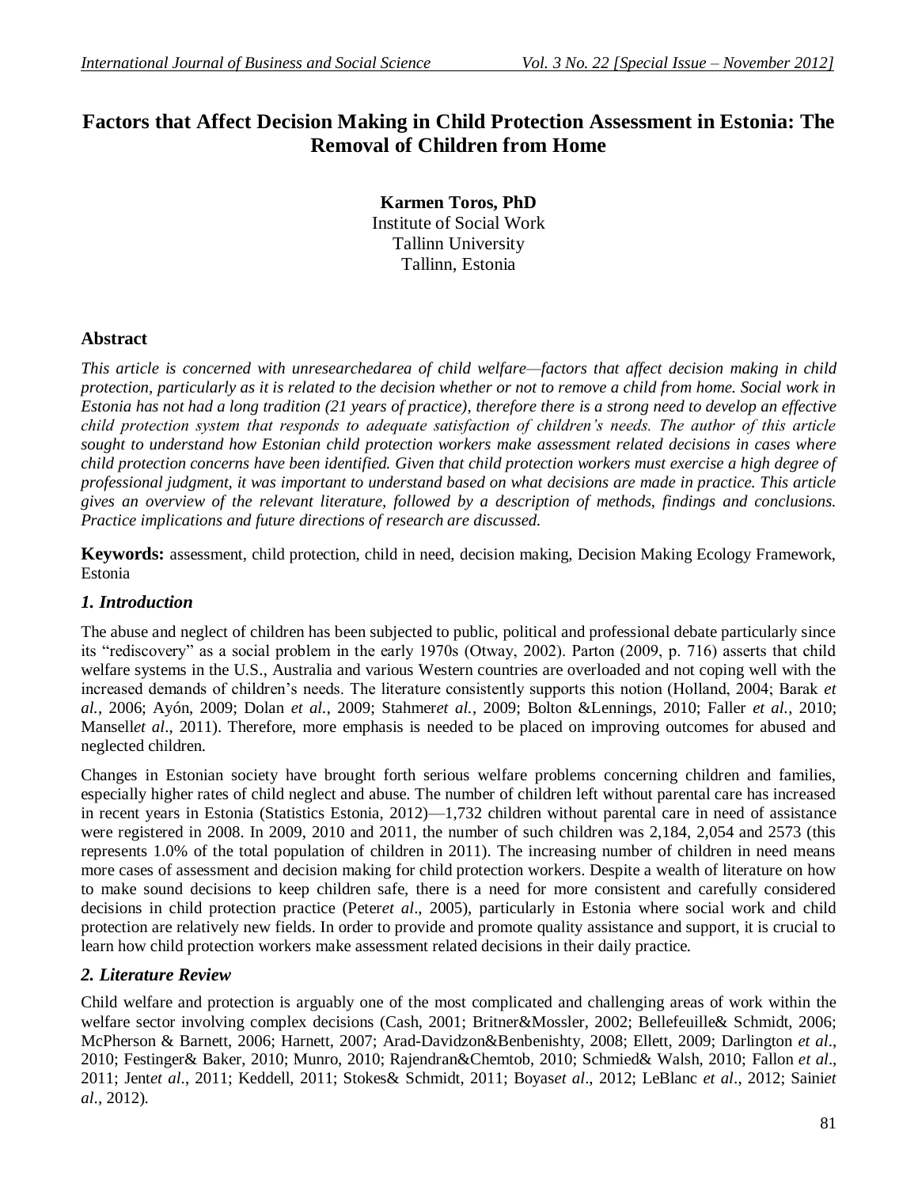# Factors that Affect Decision Making in Child Protection Assessment in Estonia: The Removal of Children from Home

**Karmen Toros, PhD**
Institute of Social Work
Tallinn University
Tallinn, Estonia

## Abstract

*This article is concerned with unresearchedarea of child welfare—factors that affect decision making in child protection, particularly as it is related to the decision whether or not to remove a child from home. Social work in Estonia has not had a long tradition (21 years of practice), therefore there is a strong need to develop an effective child protection system that responds to adequate satisfaction of children's needs. The author of this article sought to understand how Estonian child protection workers make assessment related decisions in cases where child protection concerns have been identified. Given that child protection workers must exercise a high degree of professional judgment, it was important to understand based on what decisions are made in practice. This article gives an overview of the relevant literature, followed by a description of methods, findings and conclusions. Practice implications and future directions of research are discussed.*

**Keywords:** assessment, child protection, child in need, decision making, Decision Making Ecology Framework, Estonia

## *1. Introduction*

The abuse and neglect of children has been subjected to public, political and professional debate particularly since its "rediscovery" as a social problem in the early 1970s (Otway, 2002). Parton (2009, p. 716) asserts that child welfare systems in the U.S., Australia and various Western countries are overloaded and not coping well with the increased demands of children's needs. The literature consistently supports this notion (Holland, 2004; Barak *et al.*, 2006; Ayón, 2009; Dolan *et al.*, 2009; Stahmer*et al.*, 2009; Bolton &Lennings, 2010; Faller *et al.*, 2010; Mansell*et al*., 2011). Therefore, more emphasis is needed to be placed on improving outcomes for abused and neglected children.

Changes in Estonian society have brought forth serious welfare problems concerning children and families, especially higher rates of child neglect and abuse. The number of children left without parental care has increased in recent years in Estonia (Statistics Estonia, 2012)—1,732 children without parental care in need of assistance were registered in 2008. In 2009, 2010 and 2011, the number of such children was 2,184, 2,054 and 2573 (this represents 1.0% of the total population of children in 2011). The increasing number of children in need means more cases of assessment and decision making for child protection workers. Despite a wealth of literature on how to make sound decisions to keep children safe, there is a need for more consistent and carefully considered decisions in child protection practice (Peter*et al*., 2005), particularly in Estonia where social work and child protection are relatively new fields. In order to provide and promote quality assistance and support, it is crucial to learn how child protection workers make assessment related decisions in their daily practice.

## *2. Literature Review*

Child welfare and protection is arguably one of the most complicated and challenging areas of work within the welfare sector involving complex decisions (Cash, 2001; Britner&Mossler, 2002; Bellefeuille& Schmidt, 2006; McPherson & Barnett, 2006; Harnett, 2007; Arad-Davidzon&Benbenishty, 2008; Ellett, 2009; Darlington *et al*., 2010; Festinger& Baker, 2010; Munro, 2010; Rajendran&Chemtob, 2010; Schmied& Walsh, 2010; Fallon *et al*., 2011; Jent*et al*., 2011; Keddell, 2011; Stokes& Schmidt, 2011; Boyas*et al*., 2012; LeBlanc *et al*., 2012; Saini*et al*., 2012).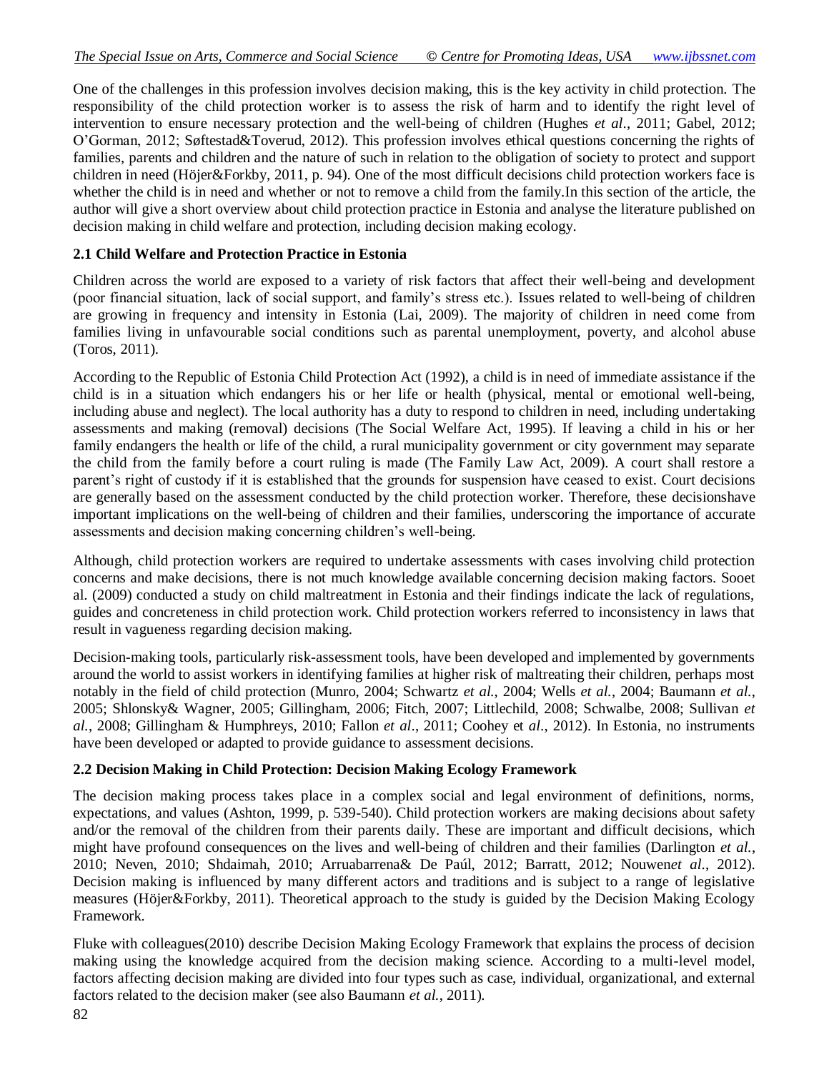One of the challenges in this profession involves decision making, this is the key activity in child protection. The responsibility of the child protection worker is to assess the risk of harm and to identify the right level of intervention to ensure necessary protection and the well-being of children (Hughes *et al*., 2011; Gabel, 2012; O'Gorman, 2012; Søftestad&Toverud, 2012). This profession involves ethical questions concerning the rights of families, parents and children and the nature of such in relation to the obligation of society to protect and support children in need (Höjer&Forkby, 2011, p. 94). One of the most difficult decisions child protection workers face is whether the child is in need and whether or not to remove a child from the family.In this section of the article, the author will give a short overview about child protection practice in Estonia and analyse the literature published on decision making in child welfare and protection, including decision making ecology.

### 2.1 Child Welfare and Protection Practice in Estonia

Children across the world are exposed to a variety of risk factors that affect their well-being and development (poor financial situation, lack of social support, and family's stress etc.). Issues related to well-being of children are growing in frequency and intensity in Estonia (Lai, 2009). The majority of children in need come from families living in unfavourable social conditions such as parental unemployment, poverty, and alcohol abuse (Toros, 2011).

According to the Republic of Estonia Child Protection Act (1992), a child is in need of immediate assistance if the child is in a situation which endangers his or her life or health (physical, mental or emotional well-being, including abuse and neglect). The local authority has a duty to respond to children in need, including undertaking assessments and making (removal) decisions (The Social Welfare Act, 1995). If leaving a child in his or her family endangers the health or life of the child, a rural municipality government or city government may separate the child from the family before a court ruling is made (The Family Law Act, 2009). A court shall restore a parent's right of custody if it is established that the grounds for suspension have ceased to exist. Court decisions are generally based on the assessment conducted by the child protection worker. Therefore, these decisionshave important implications on the well-being of children and their families, underscoring the importance of accurate assessments and decision making concerning children's well-being.

Although, child protection workers are required to undertake assessments with cases involving child protection concerns and make decisions, there is not much knowledge available concerning decision making factors. Sooet al. (2009) conducted a study on child maltreatment in Estonia and their findings indicate the lack of regulations, guides and concreteness in child protection work. Child protection workers referred to inconsistency in laws that result in vagueness regarding decision making.

Decision-making tools, particularly risk-assessment tools, have been developed and implemented by governments around the world to assist workers in identifying families at higher risk of maltreating their children, perhaps most notably in the field of child protection (Munro, 2004; Schwartz *et al.*, 2004; Wells *et al.*, 2004; Baumann *et al.*, 2005; Shlonsky& Wagner, 2005; Gillingham, 2006; Fitch, 2007; Littlechild, 2008; Schwalbe, 2008; Sullivan *et al.*, 2008; Gillingham & Humphreys, 2010; Fallon *et al*., 2011; Coohey et *al*., 2012). In Estonia, no instruments have been developed or adapted to provide guidance to assessment decisions.

### 2.2 Decision Making in Child Protection: Decision Making Ecology Framework

The decision making process takes place in a complex social and legal environment of definitions, norms, expectations, and values (Ashton, 1999, p. 539-540). Child protection workers are making decisions about safety and/or the removal of the children from their parents daily. These are important and difficult decisions, which might have profound consequences on the lives and well-being of children and their families (Darlington *et al.*, 2010; Neven, 2010; Shdaimah, 2010; Arruabarrena& De Paúl, 2012; Barratt, 2012; Nouwen*et al*., 2012). Decision making is influenced by many different actors and traditions and is subject to a range of legislative measures (Höjer&Forkby, 2011). Theoretical approach to the study is guided by the Decision Making Ecology Framework.

Fluke with colleagues(2010) describe Decision Making Ecology Framework that explains the process of decision making using the knowledge acquired from the decision making science. According to a multi-level model, factors affecting decision making are divided into four types such as case, individual, organizational, and external factors related to the decision maker (see also Baumann *et al.*, 2011).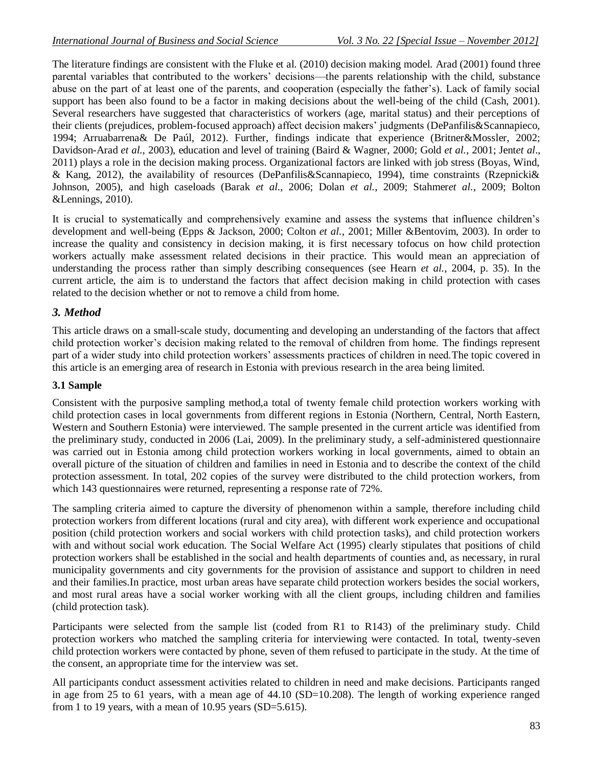The literature findings are consistent with the Fluke et al. (2010) decision making model. Arad (2001) found three parental variables that contributed to the workers' decisions—the parents relationship with the child, substance abuse on the part of at least one of the parents, and cooperation (especially the father's). Lack of family social support has been also found to be a factor in making decisions about the well-being of the child (Cash, 2001). Several researchers have suggested that characteristics of workers (age, marital status) and their perceptions of their clients (prejudices, problem-focused approach) affect decision makers' judgments (DePanfilis&Scannapieco, 1994; Arruabarrena& De Paúl, 2012). Further, findings indicate that experience (Britner&Mossler, 2002; Davidson-Arad *et al.*, 2003), education and level of training (Baird & Wagner, 2000; Gold *et al.*, 2001; Jent*et al*., 2011) plays a role in the decision making process. Organizational factors are linked with job stress (Boyas, Wind, & Kang, 2012), the availability of resources (DePanfilis&Scannapieco, 1994), time constraints (Rzepnicki& Johnson, 2005), and high caseloads (Barak *et al.*, 2006; Dolan *et al.*, 2009; Stahmer*et al.*, 2009; Bolton &Lennings, 2010).

It is crucial to systematically and comprehensively examine and assess the systems that influence children's development and well-being (Epps & Jackson, 2000; Colton *et al.*, 2001; Miller &Bentovim, 2003). In order to increase the quality and consistency in decision making, it is first necessary tofocus on how child protection workers actually make assessment related decisions in their practice. This would mean an appreciation of understanding the process rather than simply describing consequences (see Hearn *et al.*, 2004, p. 35). In the current article, the aim is to understand the factors that affect decision making in child protection with cases related to the decision whether or not to remove a child from home.

## *3. Method*

This article draws on a small-scale study, documenting and developing an understanding of the factors that affect child protection worker's decision making related to the removal of children from home. The findings represent part of a wider study into child protection workers' assessments practices of children in need.The topic covered in this article is an emerging area of research in Estonia with previous research in the area being limited.

### 3.1 Sample

Consistent with the purposive sampling method,a total of twenty female child protection workers working with child protection cases in local governments from different regions in Estonia (Northern, Central, North Eastern, Western and Southern Estonia) were interviewed. The sample presented in the current article was identified from the preliminary study, conducted in 2006 (Lai, 2009). In the preliminary study, a self-administered questionnaire was carried out in Estonia among child protection workers working in local governments, aimed to obtain an overall picture of the situation of children and families in need in Estonia and to describe the context of the child protection assessment. In total, 202 copies of the survey were distributed to the child protection workers, from which 143 questionnaires were returned, representing a response rate of 72%.

The sampling criteria aimed to capture the diversity of phenomenon within a sample, therefore including child protection workers from different locations (rural and city area), with different work experience and occupational position (child protection workers and social workers with child protection tasks), and child protection workers with and without social work education. The Social Welfare Act (1995) clearly stipulates that positions of child protection workers shall be established in the social and health departments of counties and, as necessary, in rural municipality governments and city governments for the provision of assistance and support to children in need and their families.In practice, most urban areas have separate child protection workers besides the social workers, and most rural areas have a social worker working with all the client groups, including children and families (child protection task).

Participants were selected from the sample list (coded from R1 to R143) of the preliminary study. Child protection workers who matched the sampling criteria for interviewing were contacted. In total, twenty-seven child protection workers were contacted by phone, seven of them refused to participate in the study. At the time of the consent, an appropriate time for the interview was set.

All participants conduct assessment activities related to children in need and make decisions. Participants ranged in age from 25 to 61 years, with a mean age of 44.10 (SD=10.208). The length of working experience ranged from 1 to 19 years, with a mean of 10.95 years (SD=5.615).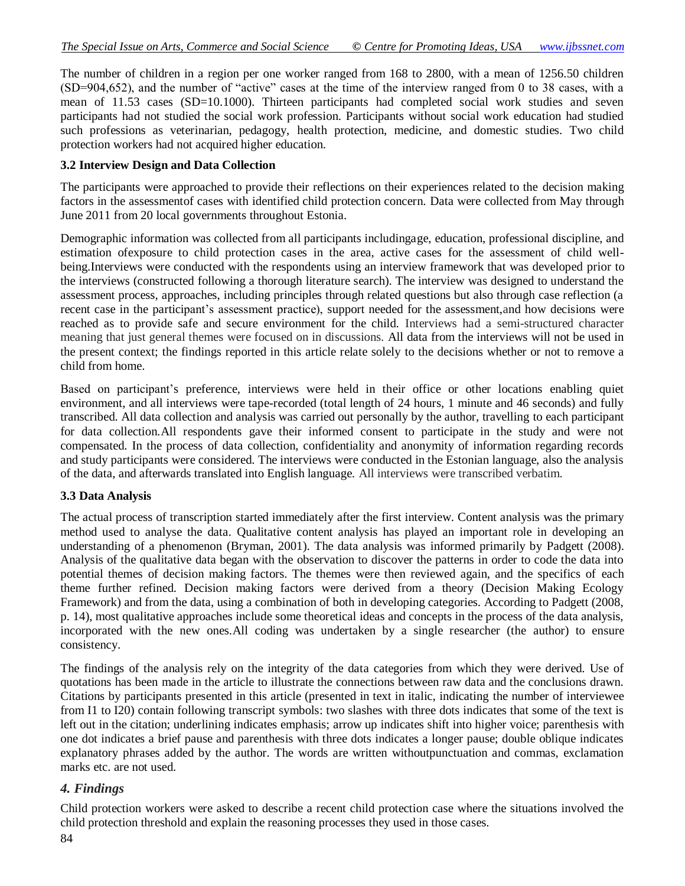The number of children in a region per one worker ranged from 168 to 2800, with a mean of 1256.50 children (SD=904,652), and the number of "active" cases at the time of the interview ranged from 0 to 38 cases, with a mean of 11.53 cases (SD=10.1000). Thirteen participants had completed social work studies and seven participants had not studied the social work profession. Participants without social work education had studied such professions as veterinarian, pedagogy, health protection, medicine, and domestic studies. Two child protection workers had not acquired higher education.

### 3.2 Interview Design and Data Collection

The participants were approached to provide their reflections on their experiences related to the decision making factors in the assessmentof cases with identified child protection concern. Data were collected from May through June 2011 from 20 local governments throughout Estonia.

Demographic information was collected from all participants includingage, education, professional discipline, and estimation ofexposure to child protection cases in the area, active cases for the assessment of child well-being.Interviews were conducted with the respondents using an interview framework that was developed prior to the interviews (constructed following a thorough literature search). The interview was designed to understand the assessment process, approaches, including principles through related questions but also through case reflection (a recent case in the participant's assessment practice), support needed for the assessment,and how decisions were reached as to provide safe and secure environment for the child. Interviews had a semi-structured character meaning that just general themes were focused on in discussions. All data from the interviews will not be used in the present context; the findings reported in this article relate solely to the decisions whether or not to remove a child from home.

Based on participant's preference, interviews were held in their office or other locations enabling quiet environment, and all interviews were tape-recorded (total length of 24 hours, 1 minute and 46 seconds) and fully transcribed. All data collection and analysis was carried out personally by the author, travelling to each participant for data collection.All respondents gave their informed consent to participate in the study and were not compensated. In the process of data collection, confidentiality and anonymity of information regarding records and study participants were considered. The interviews were conducted in the Estonian language, also the analysis of the data, and afterwards translated into English language. All interviews were transcribed verbatim.

### 3.3 Data Analysis

The actual process of transcription started immediately after the first interview. Content analysis was the primary method used to analyse the data. Qualitative content analysis has played an important role in developing an understanding of a phenomenon (Bryman, 2001). The data analysis was informed primarily by Padgett (2008). Analysis of the qualitative data began with the observation to discover the patterns in order to code the data into potential themes of decision making factors. The themes were then reviewed again, and the specifics of each theme further refined. Decision making factors were derived from a theory (Decision Making Ecology Framework) and from the data, using a combination of both in developing categories. According to Padgett (2008, p. 14), most qualitative approaches include some theoretical ideas and concepts in the process of the data analysis, incorporated with the new ones.All coding was undertaken by a single researcher (the author) to ensure consistency.

The findings of the analysis rely on the integrity of the data categories from which they were derived. Use of quotations has been made in the article to illustrate the connections between raw data and the conclusions drawn. Citations by participants presented in this article (presented in text in italic, indicating the number of interviewee from I1 to I20) contain following transcript symbols: two slashes with three dots indicates that some of the text is left out in the citation; underlining indicates emphasis; arrow up indicates shift into higher voice; parenthesis with one dot indicates a brief pause and parenthesis with three dots indicates a longer pause; double oblique indicates explanatory phrases added by the author. The words are written withoutpunctuation and commas, exclamation marks etc. are not used.

## *4. Findings*

Child protection workers were asked to describe a recent child protection case where the situations involved the child protection threshold and explain the reasoning processes they used in those cases.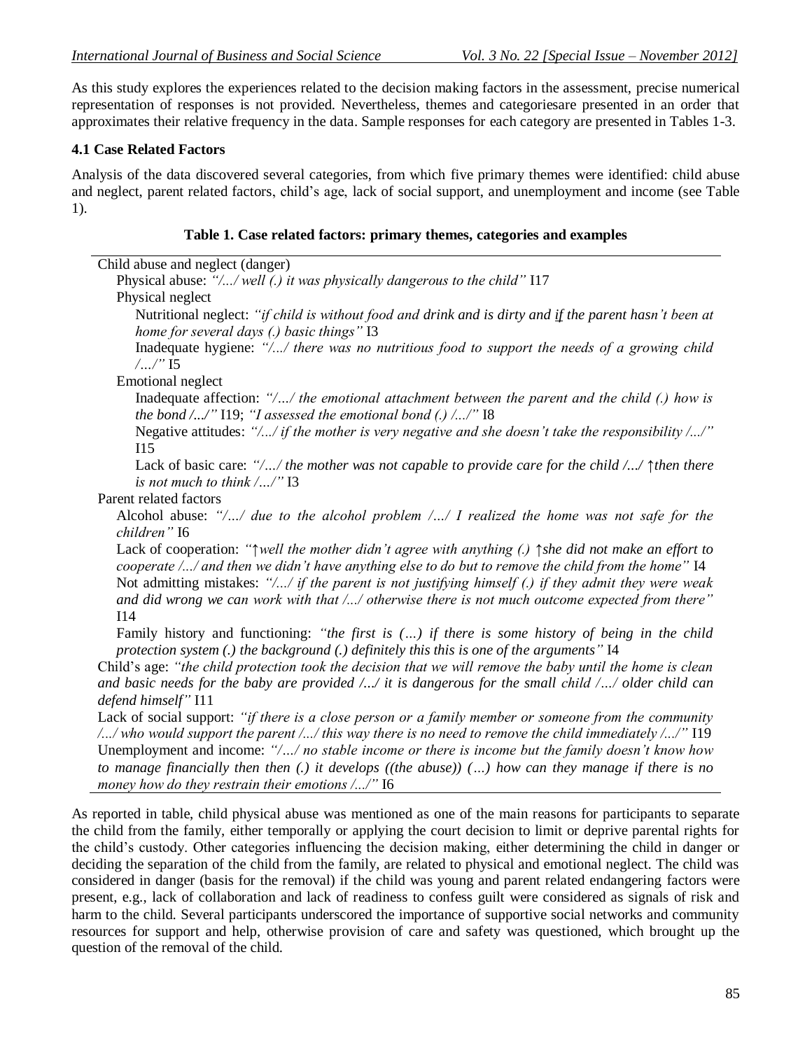As this study explores the experiences related to the decision making factors in the assessment, precise numerical representation of responses is not provided. Nevertheless, themes and categoriesare presented in an order that approximates their relative frequency in the data. Sample responses for each category are presented in Tables 1-3.

### 4.1 Case Related Factors

Analysis of the data discovered several categories, from which five primary themes were identified: child abuse and neglect, parent related factors, child's age, lack of social support, and unemployment and income (see Table 1).

**Table 1. Case related factors: primary themes, categories and examples**

Child abuse and neglect (danger)

- Physical abuse: *"/.../ well (.) it was physically dangerous to the child"* I17
- Physical neglect
  - Nutritional neglect: *"if child is without food and drink and is dirty and if the parent hasn't been at home for several days (.) basic things"* I3
  - Inadequate hygiene: *"/.../ there was no nutritious food to support the needs of a growing child /.../"* I5
- Emotional neglect
  - Inadequate affection: *"/.../ the emotional attachment between the parent and the child (.) how is the bond /.../"* I19; *"I assessed the emotional bond (.) /.../"* I8
  - Negative attitudes: *"/.../ if the mother is very negative and she doesn't take the responsibility /.../"* I15
  - Lack of basic care: *"/.../ the mother was not capable to provide care for the child /.../ ↑then there is not much to think /.../"* I3

Parent related factors

- Alcohol abuse: *"/.../ due to the alcohol problem /.../ I realized the home was not safe for the children"* I6
- Lack of cooperation: *"↑well the mother didn't agree with anything (.) ↑she did not make an effort to cooperate /.../ and then we didn't have anything else to do but to remove the child from the home"* I4
- Not admitting mistakes: *"/.../ if the parent is not justifying himself (.) if they admit they were weak and did wrong we can work with that /.../ otherwise there is not much outcome expected from there"* I14
- Family history and functioning: *"the first is (...) if there is some history of being in the child protection system (.) the background (.) definitely this this is one of the arguments"* I4

Child's age: *"the child protection took the decision that we will remove the baby until the home is clean and basic needs for the baby are provided /.../ it is dangerous for the small child /.../ older child can defend himself"* I11

Lack of social support: *"if there is a close person or a family member or someone from the community /.../ who would support the parent /.../ this way there is no need to remove the child immediately /.../"* I19

Unemployment and income: *"/.../ no stable income or there is income but the family doesn't know how to manage financially then then (.) it develops ((the abuse)) (...) how can they manage if there is no money how do they restrain their emotions /.../"* I6

As reported in table, child physical abuse was mentioned as one of the main reasons for participants to separate the child from the family, either temporally or applying the court decision to limit or deprive parental rights for the child's custody. Other categories influencing the decision making, either determining the child in danger or deciding the separation of the child from the family, are related to physical and emotional neglect. The child was considered in danger (basis for the removal) if the child was young and parent related endangering factors were present, e.g., lack of collaboration and lack of readiness to confess guilt were considered as signals of risk and harm to the child. Several participants underscored the importance of supportive social networks and community resources for support and help, otherwise provision of care and safety was questioned, which brought up the question of the removal of the child.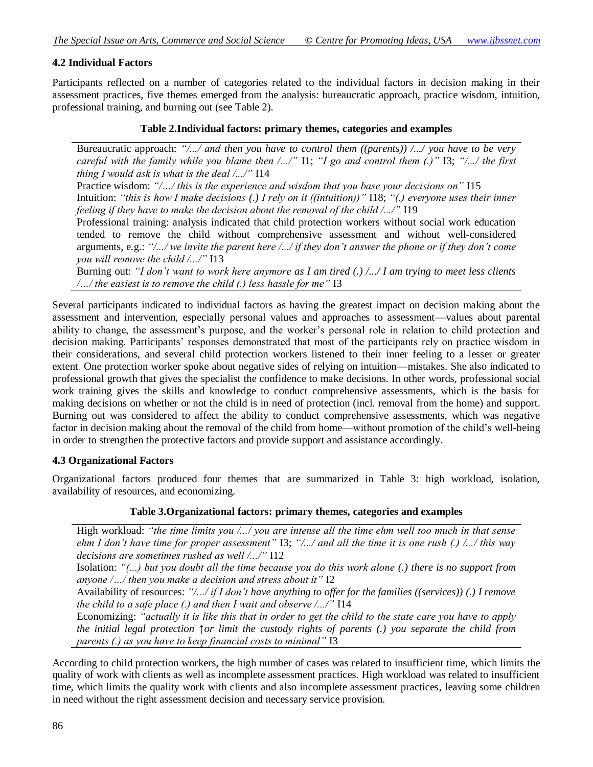### 4.2 Individual Factors

Participants reflected on a number of categories related to the individual factors in decision making in their assessment practices, five themes emerged from the analysis: bureaucratic approach, practice wisdom, intuition, professional training, and burning out (see Table 2).

**Table 2.Individual factors: primary themes, categories and examples**

| |
|---|
| Bureaucratic approach: *"/.../ and then you have to control them ((parents)) /.../ you have to be very careful with the family while you blame then /.../"* I1; *"I go and control them (.)"* I3; *"/.../ the first thing I would ask is what is the deal /.../"* I14 |
| Practice wisdom: *"/…/ this is the experience and wisdom that you base your decisions on"* I15 |
| Intuition: *"this is how I make decisions (.) I rely on it ((intuition))"* I18; *"(.) everyone uses their inner feeling if they have to make the decision about the removal of the child /.../"* I19 |
| Professional training: analysis indicated that child protection workers without social work education tended to remove the child without comprehensive assessment and without well-considered arguments, e.g.: *"/.../ we invite the parent here /.../ if they don't answer the phone or if they don't come you will remove the child /.../"* I13 |
| Burning out: *"I don't want to work here anymore as I am tired (.) /.../ I am trying to meet less clients /…/ the easiest is to remove the child (.) less hassle for me"* I3 |

Several participants indicated to individual factors as having the greatest impact on decision making about the assessment and intervention, especially personal values and approaches to assessment—values about parental ability to change, the assessment's purpose, and the worker's personal role in relation to child protection and decision making. Participants' responses demonstrated that most of the participants rely on practice wisdom in their considerations, and several child protection workers listened to their inner feeling to a lesser or greater extent. One protection worker spoke about negative sides of relying on intuition—mistakes. She also indicated to professional growth that gives the specialist the confidence to make decisions. In other words, professional social work training gives the skills and knowledge to conduct comprehensive assessments, which is the basis for making decisions on whether or not the child is in need of protection (incl. removal from the home) and support. Burning out was considered to affect the ability to conduct comprehensive assessments, which was negative factor in decision making about the removal of the child from home—without promotion of the child's well-being in order to strengthen the protective factors and provide support and assistance accordingly.

### 4.3 Organizational Factors

Organizational factors produced four themes that are summarized in Table 3: high workload, isolation, availability of resources, and economizing.

**Table 3.Organizational factors: primary themes, categories and examples**

| |
|---|
| High workload: *"the time limits you /.../ you are intense all the time ehm well too much in that sense ehm I don't have time for proper assessment"* I3; *"/.../ and all the time it is one rush (.) /.../ this way decisions are sometimes rushed as well /.../"* I12 |
| Isolation: *"(...) but you doubt all the time because you do this work alone (.) there is no support from anyone /…/ then you make a decision and stress about it"* I2 |
| Availability of resources: *"/.../ if I don't have anything to offer for the families ((services)) (.) I remove the child to a safe place (.) and then I wait and observe /.../"* I14 |
| Economizing: *"actually it is like this that in order to get the child to the state care you have to apply the initial legal protection ↑or limit the custody rights of parents (.) you separate the child from parents (.) as you have to keep financial costs to minimal"* I3 |

According to child protection workers, the high number of cases was related to insufficient time, which limits the quality of work with clients as well as incomplete assessment practices. High workload was related to insufficient time, which limits the quality work with clients and also incomplete assessment practices, leaving some children in need without the right assessment decision and necessary service provision.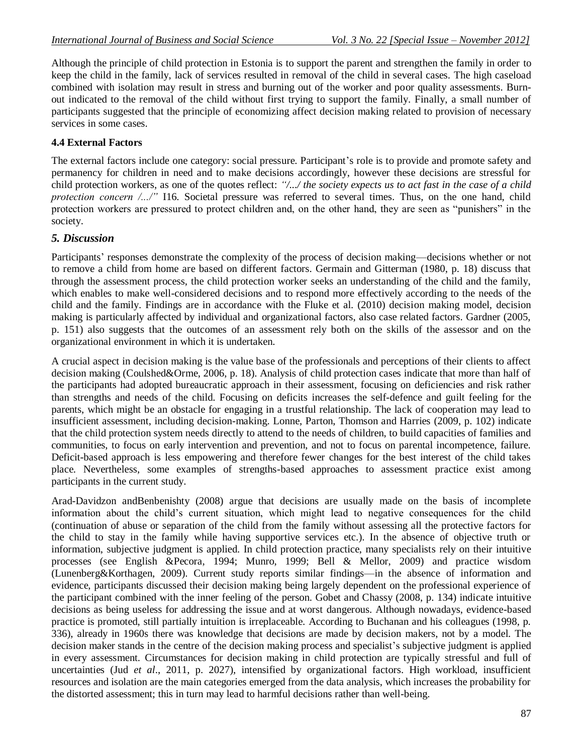Although the principle of child protection in Estonia is to support the parent and strengthen the family in order to keep the child in the family, lack of services resulted in removal of the child in several cases. The high caseload combined with isolation may result in stress and burning out of the worker and poor quality assessments. Burn-out indicated to the removal of the child without first trying to support the family. Finally, a small number of participants suggested that the principle of economizing affect decision making related to provision of necessary services in some cases.

### 4.4 External Factors

The external factors include one category: social pressure. Participant's role is to provide and promote safety and permanency for children in need and to make decisions accordingly, however these decisions are stressful for child protection workers, as one of the quotes reflect: *"/.../ the society expects us to act fast in the case of a child protection concern /.../"* I16. Societal pressure was referred to several times. Thus, on the one hand, child protection workers are pressured to protect children and, on the other hand, they are seen as "punishers" in the society.

## *5. Discussion*

Participants' responses demonstrate the complexity of the process of decision making—decisions whether or not to remove a child from home are based on different factors. Germain and Gitterman (1980, p. 18) discuss that through the assessment process, the child protection worker seeks an understanding of the child and the family, which enables to make well-considered decisions and to respond more effectively according to the needs of the child and the family. Findings are in accordance with the Fluke et al. (2010) decision making model, decision making is particularly affected by individual and organizational factors, also case related factors. Gardner (2005, p. 151) also suggests that the outcomes of an assessment rely both on the skills of the assessor and on the organizational environment in which it is undertaken.

A crucial aspect in decision making is the value base of the professionals and perceptions of their clients to affect decision making (Coulshed&Orme, 2006, p. 18). Analysis of child protection cases indicate that more than half of the participants had adopted bureaucratic approach in their assessment, focusing on deficiencies and risk rather than strengths and needs of the child. Focusing on deficits increases the self-defence and guilt feeling for the parents, which might be an obstacle for engaging in a trustful relationship. The lack of cooperation may lead to insufficient assessment, including decision-making. Lonne, Parton, Thomson and Harries (2009, p. 102) indicate that the child protection system needs directly to attend to the needs of children, to build capacities of families and communities, to focus on early intervention and prevention, and not to focus on parental incompetence, failure. Deficit-based approach is less empowering and therefore fewer changes for the best interest of the child takes place. Nevertheless, some examples of strengths-based approaches to assessment practice exist among participants in the current study.

Arad-Davidzon andBenbenishty (2008) argue that decisions are usually made on the basis of incomplete information about the child's current situation, which might lead to negative consequences for the child (continuation of abuse or separation of the child from the family without assessing all the protective factors for the child to stay in the family while having supportive services etc.). In the absence of objective truth or information, subjective judgment is applied. In child protection practice, many specialists rely on their intuitive processes (see English &Pecora, 1994; Munro, 1999; Bell & Mellor, 2009) and practice wisdom (Lunenberg&Korthagen, 2009). Current study reports similar findings—in the absence of information and evidence, participants discussed their decision making being largely dependent on the professional experience of the participant combined with the inner feeling of the person. Gobet and Chassy (2008, p. 134) indicate intuitive decisions as being useless for addressing the issue and at worst dangerous. Although nowadays, evidence-based practice is promoted, still partially intuition is irreplaceable. According to Buchanan and his colleagues (1998, p. 336), already in 1960s there was knowledge that decisions are made by decision makers, not by a model. The decision maker stands in the centre of the decision making process and specialist's subjective judgment is applied in every assessment. Circumstances for decision making in child protection are typically stressful and full of uncertainties (Jud *et al*., 2011, p. 2027), intensified by organizational factors. High workload, insufficient resources and isolation are the main categories emerged from the data analysis, which increases the probability for the distorted assessment; this in turn may lead to harmful decisions rather than well-being.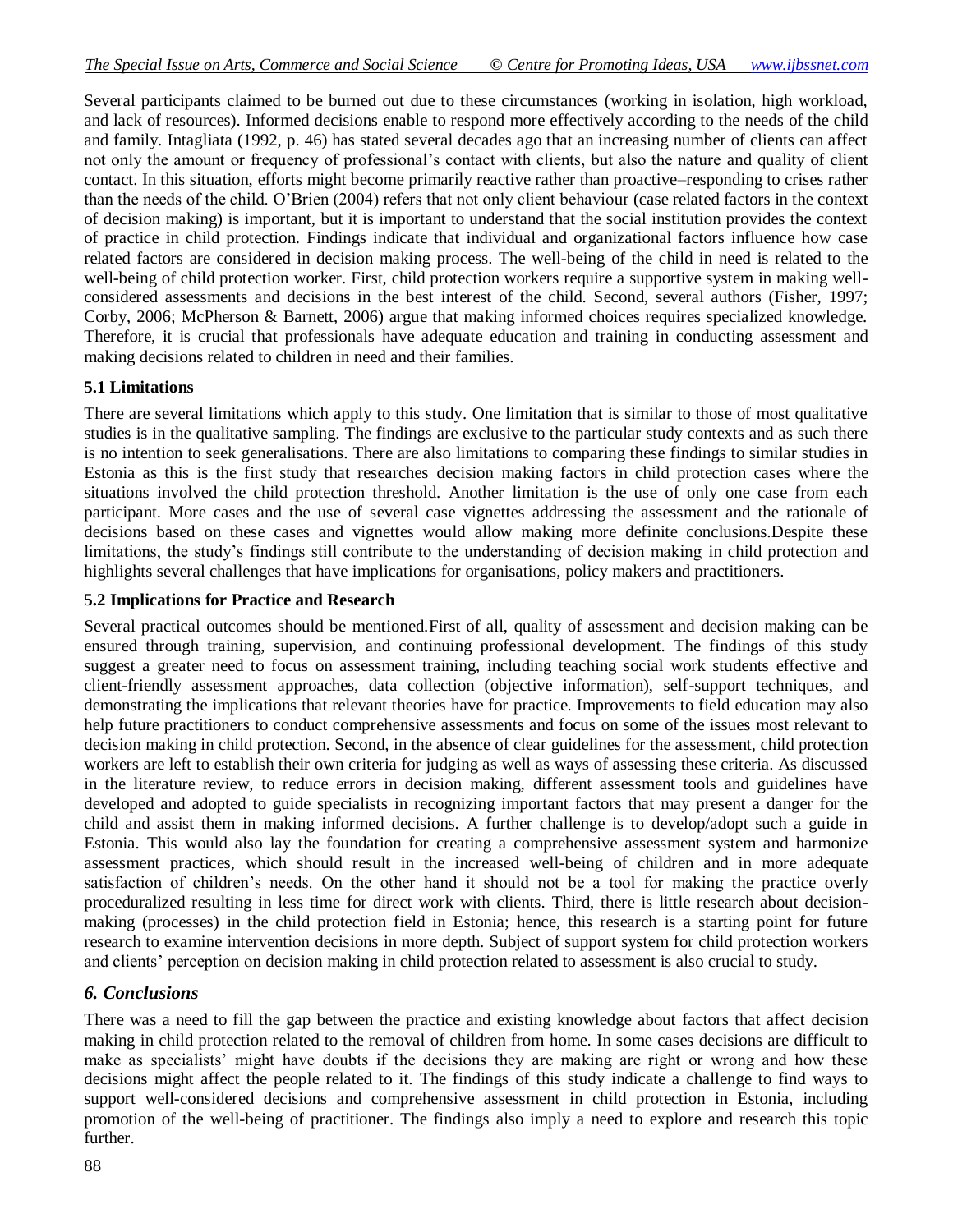Several participants claimed to be burned out due to these circumstances (working in isolation, high workload, and lack of resources). Informed decisions enable to respond more effectively according to the needs of the child and family. Intagliata (1992, p. 46) has stated several decades ago that an increasing number of clients can affect not only the amount or frequency of professional's contact with clients, but also the nature and quality of client contact. In this situation, efforts might become primarily reactive rather than proactive–responding to crises rather than the needs of the child. O'Brien (2004) refers that not only client behaviour (case related factors in the context of decision making) is important, but it is important to understand that the social institution provides the context of practice in child protection. Findings indicate that individual and organizational factors influence how case related factors are considered in decision making process. The well-being of the child in need is related to the well-being of child protection worker. First, child protection workers require a supportive system in making well-considered assessments and decisions in the best interest of the child. Second, several authors (Fisher, 1997; Corby, 2006; McPherson & Barnett, 2006) argue that making informed choices requires specialized knowledge. Therefore, it is crucial that professionals have adequate education and training in conducting assessment and making decisions related to children in need and their families.

### 5.1 Limitations

There are several limitations which apply to this study. One limitation that is similar to those of most qualitative studies is in the qualitative sampling. The findings are exclusive to the particular study contexts and as such there is no intention to seek generalisations. There are also limitations to comparing these findings to similar studies in Estonia as this is the first study that researches decision making factors in child protection cases where the situations involved the child protection threshold. Another limitation is the use of only one case from each participant. More cases and the use of several case vignettes addressing the assessment and the rationale of decisions based on these cases and vignettes would allow making more definite conclusions.Despite these limitations, the study's findings still contribute to the understanding of decision making in child protection and highlights several challenges that have implications for organisations, policy makers and practitioners.

### 5.2 Implications for Practice and Research

Several practical outcomes should be mentioned.First of all, quality of assessment and decision making can be ensured through training, supervision, and continuing professional development. The findings of this study suggest a greater need to focus on assessment training, including teaching social work students effective and client-friendly assessment approaches, data collection (objective information), self-support techniques, and demonstrating the implications that relevant theories have for practice. Improvements to field education may also help future practitioners to conduct comprehensive assessments and focus on some of the issues most relevant to decision making in child protection. Second, in the absence of clear guidelines for the assessment, child protection workers are left to establish their own criteria for judging as well as ways of assessing these criteria. As discussed in the literature review, to reduce errors in decision making, different assessment tools and guidelines have developed and adopted to guide specialists in recognizing important factors that may present a danger for the child and assist them in making informed decisions. A further challenge is to develop/adopt such a guide in Estonia. This would also lay the foundation for creating a comprehensive assessment system and harmonize assessment practices, which should result in the increased well-being of children and in more adequate satisfaction of children's needs. On the other hand it should not be a tool for making the practice overly proceduralized resulting in less time for direct work with clients. Third, there is little research about decision-making (processes) in the child protection field in Estonia; hence, this research is a starting point for future research to examine intervention decisions in more depth. Subject of support system for child protection workers and clients' perception on decision making in child protection related to assessment is also crucial to study.

## *6. Conclusions*

There was a need to fill the gap between the practice and existing knowledge about factors that affect decision making in child protection related to the removal of children from home. In some cases decisions are difficult to make as specialists' might have doubts if the decisions they are making are right or wrong and how these decisions might affect the people related to it. The findings of this study indicate a challenge to find ways to support well-considered decisions and comprehensive assessment in child protection in Estonia, including promotion of the well-being of practitioner. The findings also imply a need to explore and research this topic further.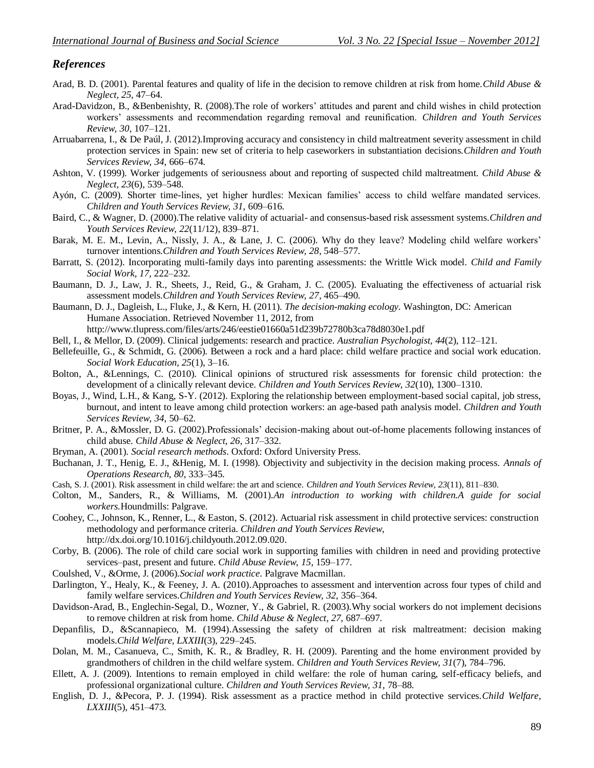## *References*

Arad, B. D. (2001). Parental features and quality of life in the decision to remove children at risk from home.*Child Abuse & Neglect, 25*, 47–64.

Arad-Davidzon, B., &Benbenishty, R. (2008).The role of workers' attitudes and parent and child wishes in child protection workers' assessments and recommendation regarding removal and reunification. *Children and Youth Services Review, 30*, 107–121.

Arruabarrena, I., & De Paúl, J. (2012).Improving accuracy and consistency in child maltreatment severity assessment in child protection services in Spain: new set of criteria to help caseworkers in substantiation decisions.*Children and Youth Services Review, 34*, 666–674.

Ashton, V. (1999). Worker judgements of seriousness about and reporting of suspected child maltreatment. *Child Abuse & Neglect, 23*(6), 539–548.

Ayón, C. (2009). Shorter time-lines, yet higher hurdles: Mexican families' access to child welfare mandated services. *Children and Youth Services Review, 31*, 609–616.

Baird, C., & Wagner, D. (2000).The relative validity of actuarial- and consensus-based risk assessment systems.*Children and Youth Services Review, 22*(11/12), 839–871.

Barak, M. E. M., Levin, A., Nissly, J. A., & Lane, J. C. (2006). Why do they leave? Modeling child welfare workers' turnover intentions.*Children and Youth Services Review, 28*, 548–577.

Barratt, S. (2012). Incorporating multi-family days into parenting assessments: the Writtle Wick model. *Child and Family Social Work, 17*, 222–232.

Baumann, D. J., Law, J. R., Sheets, J., Reid, G., & Graham, J. C. (2005). Evaluating the effectiveness of actuarial risk assessment models.*Children and Youth Services Review, 27*, 465–490.

Baumann, D. J., Dagleish, L., Fluke, J., & Kern, H. (2011). *The decision-making ecology*. Washington, DC: American Humane Association. Retrieved November 11, 2012, from http://www.tlupress.com/files/arts/246/eestie01660a51d239b72780b3ca78d8030e1.pdf

Bell, I., & Mellor, D. (2009). Clinical judgements: research and practice. *Australian Psychologist, 44*(2), 112–121.

Bellefeuille, G., & Schmidt, G. (2006). Between a rock and a hard place: child welfare practice and social work education. *Social Work Education, 25*(1), 3–16.

Bolton, A., &Lennings, C. (2010). Clinical opinions of structured risk assessments for forensic child protection: the development of a clinically relevant device. *Children and Youth Services Review, 32*(10), 1300–1310.

Boyas, J., Wind, L.H., & Kang, S-Y. (2012). Exploring the relationship between employment-based social capital, job stress, burnout, and intent to leave among child protection workers: an age-based path analysis model. *Children and Youth Services Review, 34*, 50–62.

Britner, P. A., &Mossler, D. G. (2002).Professionals' decision-making about out-of-home placements following instances of child abuse. *Child Abuse & Neglect, 26*, 317–332.

Bryman, A. (2001). *Social research methods*. Oxford: Oxford University Press.

Buchanan, J. T., Henig, E. J., &Henig, M. I. (1998). Objectivity and subjectivity in the decision making process. *Annals of Operations Research, 80*, 333–345.

Cash, S. J. (2001). Risk assessment in child welfare: the art and science. *Children and Youth Services Review, 23*(11), 811–830.

Colton, M., Sanders, R., & Williams, M. (2001).*An introduction to working with children.A guide for social workers.*Houndmills: Palgrave.

Coohey, C., Johnson, K., Renner, L., & Easton, S. (2012). Actuarial risk assessment in child protective services: construction methodology and performance criteria. *Children and Youth Services Review*, http://dx.doi.org/10.1016/j.childyouth.2012.09.020.

Corby, B. (2006). The role of child care social work in supporting families with children in need and providing protective services–past, present and future. *Child Abuse Review, 15*, 159–177.

Coulshed, V., &Orme, J. (2006).*Social work practice*. Palgrave Macmillan.

Darlington, Y., Healy, K., & Feeney, J. A. (2010).Approaches to assessment and intervention across four types of child and family welfare services.*Children and Youth Services Review, 32*, 356–364.

Davidson-Arad, B., Englechin-Segal, D., Wozner, Y., & Gabriel, R. (2003).Why social workers do not implement decisions to remove children at risk from home. *Child Abuse & Neglect, 27*, 687–697.

Depanfilis, D., &Scannapieco, M. (1994).Assessing the safety of children at risk maltreatment: decision making models.*Child Welfare, LXXIII*(3), 229–245.

Dolan, M. M., Casanueva, C., Smith, K. R., & Bradley, R. H. (2009). Parenting and the home environment provided by grandmothers of children in the child welfare system. *Children and Youth Services Review, 31*(7), 784–796.

Ellett, A. J. (2009). Intentions to remain employed in child welfare: the role of human caring, self-efficacy beliefs, and professional organizational culture. *Children and Youth Services Review, 31*, 78–88.

English, D. J., &Pecora, P. J. (1994). Risk assessment as a practice method in child protective services.*Child Welfare, LXXIII*(5), 451–473.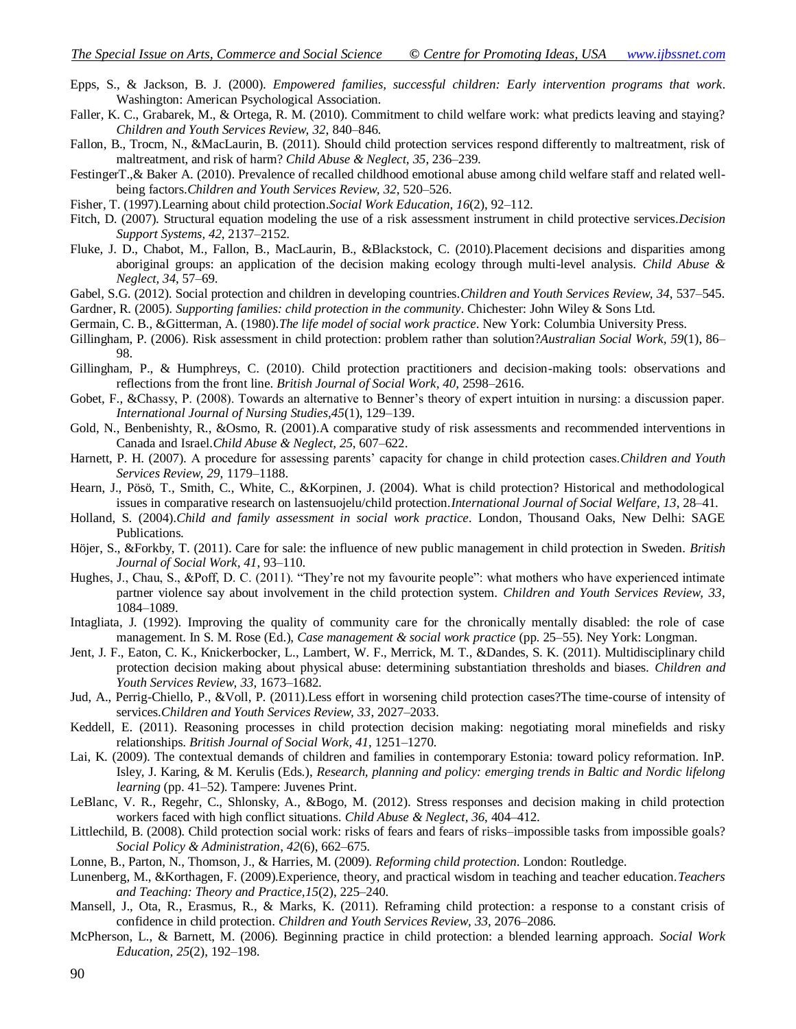Epps, S., & Jackson, B. J. (2000). *Empowered families, successful children: Early intervention programs that work*. Washington: American Psychological Association.

Faller, K. C., Grabarek, M., & Ortega, R. M. (2010). Commitment to child welfare work: what predicts leaving and staying? *Children and Youth Services Review, 32*, 840–846.

Fallon, B., Trocm, N., &MacLaurin, B. (2011). Should child protection services respond differently to maltreatment, risk of maltreatment, and risk of harm? *Child Abuse & Neglect, 35*, 236–239.

FestingerT.,& Baker A. (2010). Prevalence of recalled childhood emotional abuse among child welfare staff and related well-being factors.*Children and Youth Services Review, 32*, 520–526.

Fisher, T. (1997).Learning about child protection.*Social Work Education*, *16*(2), 92–112.

Fitch, D. (2007). Structural equation modeling the use of a risk assessment instrument in child protective services.*Decision Support Systems, 42*, 2137–2152.

Fluke, J. D., Chabot, M., Fallon, B., MacLaurin, B., &Blackstock, C. (2010).Placement decisions and disparities among aboriginal groups: an application of the decision making ecology through multi-level analysis. *Child Abuse & Neglect, 34*, 57–69.

Gabel, S.G. (2012). Social protection and children in developing countries.*Children and Youth Services Review, 34*, 537–545.

Gardner, R. (2005). *Supporting families: child protection in the community*. Chichester: John Wiley & Sons Ltd.

Germain, C. B., &Gitterman, A. (1980).*The life model of social work practice*. New York: Columbia University Press.

Gillingham, P. (2006). Risk assessment in child protection: problem rather than solution?*Australian Social Work*, *59*(1), 86–98.

Gillingham, P., & Humphreys, C. (2010). Child protection practitioners and decision-making tools: observations and reflections from the front line. *British Journal of Social Work, 40*, 2598–2616.

Gobet, F., &Chassy, P. (2008). Towards an alternative to Benner's theory of expert intuition in nursing: a discussion paper. *International Journal of Nursing Studies,45*(1), 129–139.

Gold, N., Benbenishty, R., &Osmo, R. (2001).A comparative study of risk assessments and recommended interventions in Canada and Israel.*Child Abuse & Neglect, 25*, 607–622.

Harnett, P. H. (2007). A procedure for assessing parents' capacity for change in child protection cases.*Children and Youth Services Review, 29*, 1179–1188.

Hearn, J., Pösö, T., Smith, C., White, C., &Korpinen, J. (2004). What is child protection? Historical and methodological issues in comparative research on lastensuojelu/child protection.*International Journal of Social Welfare, 13*, 28–41.

Holland, S. (2004).*Child and family assessment in social work practice*. London, Thousand Oaks, New Delhi: SAGE Publications.

Höjer, S., &Forkby, T. (2011). Care for sale: the influence of new public management in child protection in Sweden. *British Journal of Social Work, 41*, 93–110.

Hughes, J., Chau, S., &Poff, D. C. (2011). "They're not my favourite people": what mothers who have experienced intimate partner violence say about involvement in the child protection system. *Children and Youth Services Review, 33*, 1084–1089.

Intagliata, J. (1992). Improving the quality of community care for the chronically mentally disabled: the role of case management. In S. M. Rose (Ed.), *Case management & social work practice* (pp. 25–55). Ney York: Longman.

Jent, J. F., Eaton, C. K., Knickerbocker, L., Lambert, W. F., Merrick, M. T., &Dandes, S. K. (2011). Multidisciplinary child protection decision making about physical abuse: determining substantiation thresholds and biases. *Children and Youth Services Review, 33*, 1673–1682.

Jud, A., Perrig-Chiello, P., &Voll, P. (2011).Less effort in worsening child protection cases?The time-course of intensity of services.*Children and Youth Services Review, 33*, 2027–2033.

Keddell, E. (2011). Reasoning processes in child protection decision making: negotiating moral minefields and risky relationships. *British Journal of Social Work, 41*, 1251–1270.

Lai, K. (2009). The contextual demands of children and families in contemporary Estonia: toward policy reformation. InP. Isley, J. Karing, & M. Kerulis (Eds.), *Research, planning and policy: emerging trends in Baltic and Nordic lifelong learning* (pp. 41–52). Tampere: Juvenes Print.

LeBlanc, V. R., Regehr, C., Shlonsky, A., &Bogo, M. (2012). Stress responses and decision making in child protection workers faced with high conflict situations. *Child Abuse & Neglect, 36*, 404–412.

Littlechild, B. (2008). Child protection social work: risks of fears and fears of risks–impossible tasks from impossible goals? *Social Policy & Administration*, *42*(6), 662–675.

Lonne, B., Parton, N., Thomson, J., & Harries, M. (2009). *Reforming child protection*. London: Routledge.

Lunenberg, M., &Korthagen, F. (2009).Experience, theory, and practical wisdom in teaching and teacher education.*Teachers and Teaching: Theory and Practice,15*(2), 225–240.

Mansell, J., Ota, R., Erasmus, R., & Marks, K. (2011). Reframing child protection: a response to a constant crisis of confidence in child protection. *Children and Youth Services Review, 33*, 2076–2086.

McPherson, L., & Barnett, M. (2006). Beginning practice in child protection: a blended learning approach. *Social Work Education, 25*(2), 192–198.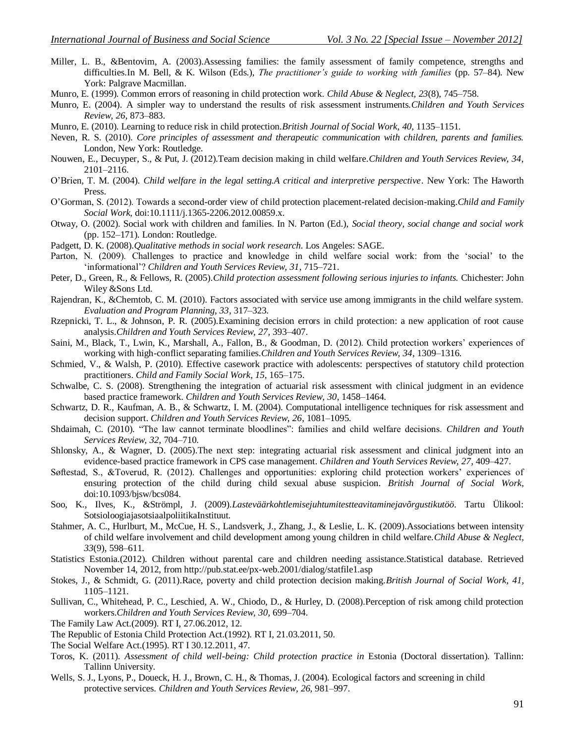Miller, L. B., &Bentovim, A. (2003).Assessing families: the family assessment of family competence, strengths and difficulties.In M. Bell, & K. Wilson (Eds.), *The practitioner's guide to working with families* (pp. 57–84). New York: Palgrave Macmillan.

Munro, E. (1999). Common errors of reasoning in child protection work. *Child Abuse & Neglect, 23*(8), 745–758.

Munro, E. (2004). A simpler way to understand the results of risk assessment instruments.*Children and Youth Services Review, 26*, 873–883.

Munro, E. (2010). Learning to reduce risk in child protection.*British Journal of Social Work, 40*, 1135–1151.

Neven, R. S. (2010). *Core principles of assessment and therapeutic communication with children, parents and families.* London, New York: Routledge.

Nouwen, E., Decuyper, S., & Put, J. (2012).Team decision making in child welfare.*Children and Youth Services Review, 34*, 2101–2116.

O'Brien, T. M. (2004). *Child welfare in the legal setting.A critical and interpretive perspective*. New York: The Haworth Press.

O'Gorman, S. (2012). Towards a second-order view of child protection placement-related decision-making.*Child and Family Social Work*, doi:10.1111/j.1365-2206.2012.00859.x.

Otway, O. (2002). Social work with children and families. In N. Parton (Ed.), *Social theory, social change and social work* (pp. 152–171). London: Routledge.

Padgett, D. K. (2008).*Qualitative methods in social work research.* Los Angeles: SAGE.

Parton, N. (2009). Challenges to practice and knowledge in child welfare social work: from the 'social' to the 'informational'? *Children and Youth Services Review, 31*, 715–721.

Peter, D., Green, R., & Fellows, R. (2005).*Child protection assessment following serious injuries to infants.* Chichester: John Wiley &Sons Ltd.

Rajendran, K., &Chemtob, C. M. (2010). Factors associated with service use among immigrants in the child welfare system. *Evaluation and Program Planning, 33*, 317–323.

Rzepnicki, T. L., & Johnson, P. R. (2005).Examining decision errors in child protection: a new application of root cause analysis.*Children and Youth Services Review, 27*, 393–407.

Saini, M., Black, T., Lwin, K., Marshall, A., Fallon, B., & Goodman, D. (2012). Child protection workers' experiences of working with high-conflict separating families.*Children and Youth Services Review, 34*, 1309–1316.

Schmied, V., & Walsh, P. (2010). Effective casework practice with adolescents: perspectives of statutory child protection practitioners. *Child and Family Social Work, 15*, 165–175.

Schwalbe, C. S. (2008). Strengthening the integration of actuarial risk assessment with clinical judgment in an evidence based practice framework. *Children and Youth Services Review, 30*, 1458–1464.

Schwartz, D. R., Kaufman, A. B., & Schwartz, I. M. (2004). Computational intelligence techniques for risk assessment and decision support. *Children and Youth Services Review, 26*, 1081–1095.

Shdaimah, C. (2010). "The law cannot terminate bloodlines": families and child welfare decisions. *Children and Youth Services Review, 32*, 704–710.

Shlonsky, A., & Wagner, D. (2005).The next step: integrating actuarial risk assessment and clinical judgment into an evidence-based practice framework in CPS case management. *Children and Youth Services Review, 27*, 409–427.

Søftestad, S., &Toverud, R. (2012). Challenges and opportunities: exploring child protection workers' experiences of ensuring protection of the child during child sexual abuse suspicion. *British Journal of Social Work,* doi:10.1093/bjsw/bcs084.

Soo, K., Ilves, K., &Strömpl, J. (2009).*Lasteväärkohtlemisejuhtumitestteavitaminejavõrgustikutöö.* Tartu Ülikool: SotsioloogiajasotsiaalpoliitikaInstituut.

Stahmer, A. C., Hurlburt, M., McCue, H. S., Landsverk, J., Zhang, J., & Leslie, L. K. (2009).Associations between intensity of child welfare involvement and child development among young children in child welfare.*Child Abuse & Neglect, 33*(9), 598–611.

Statistics Estonia.(2012). Children without parental care and children needing assistance.Statistical database. Retrieved November 14, 2012, from http://pub.stat.ee/px-web.2001/dialog/statfile1.asp

Stokes, J., & Schmidt, G. (2011).Race, poverty and child protection decision making.*British Journal of Social Work, 41*, 1105–1121.

Sullivan, C., Whitehead, P. C., Leschied, A. W., Chiodo, D., & Hurley, D. (2008).Perception of risk among child protection workers.*Children and Youth Services Review, 30*, 699–704.

The Family Law Act.(2009). RT I, 27.06.2012, 12.

The Republic of Estonia Child Protection Act.(1992). RT I, 21.03.2011, 50.

The Social Welfare Act.(1995). RT I 30.12.2011, 47.

Toros, K. (2011). *Assessment of child well-being: Child protection practice in* Estonia (Doctoral dissertation). Tallinn: Tallinn University.

Wells, S. J., Lyons, P., Doueck, H. J., Brown, C. H., & Thomas, J. (2004). Ecological factors and screening in child protective services. *Children and Youth Services Review, 26*, 981–997.